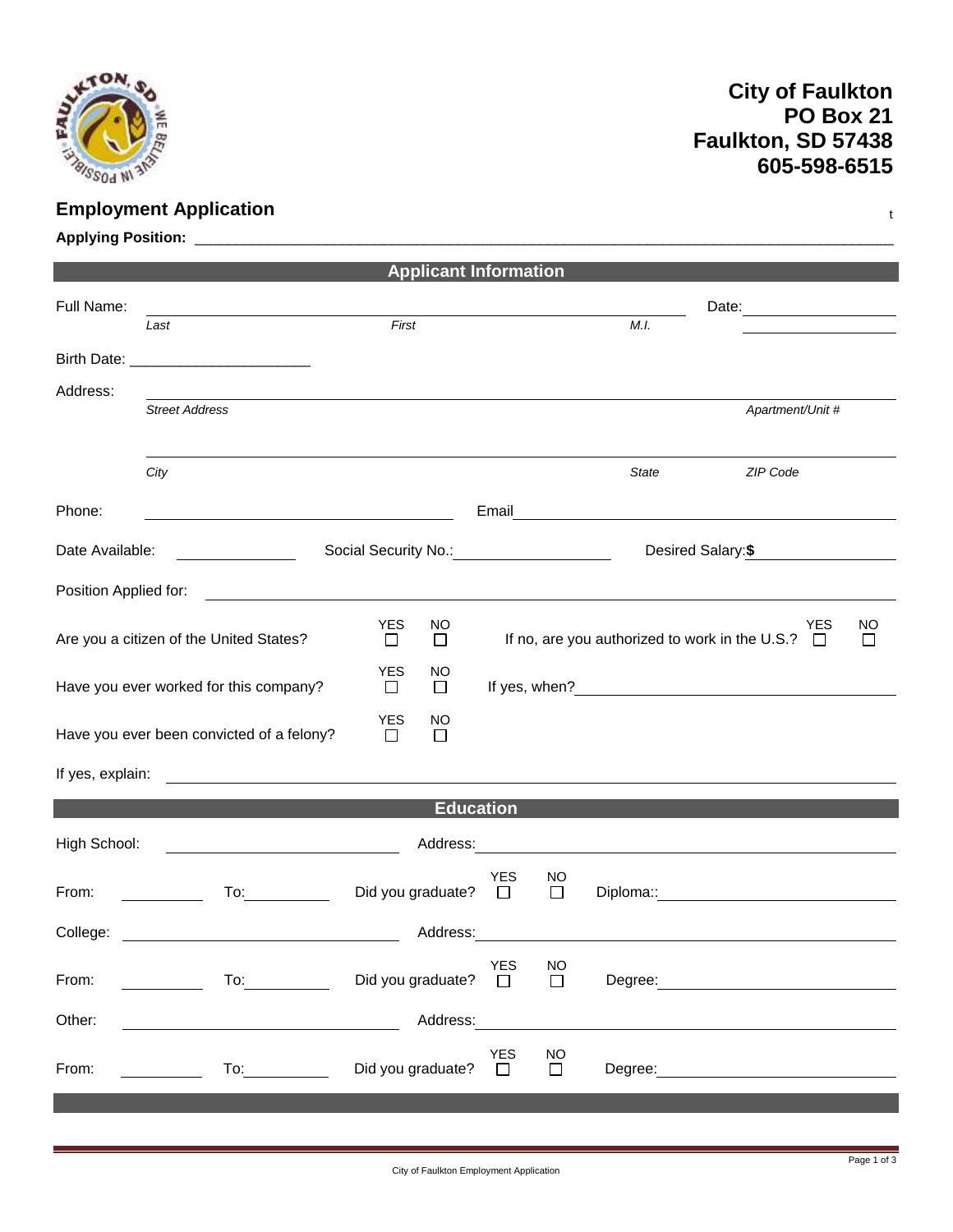**City of Faulkton**
**PO Box 21**
**Faulkton, SD 57438**
**605-598-6515**

## Employment Application

t

**Applying Position:** ______________________________________________

### Applicant Information

Full Name: ______________________________________________ Date: ______________

*Last* *First* *M.I.*

Birth Date: ______________________

Address: ______________________________________________

*Street Address* *Apartment/Unit #*

______________________________________________

*City* *State* *ZIP Code*

Phone: ______________________ Email ______________________

Date Available: ______________ Social Security No.: ______________ Desired Salary: **$** ______________

Position Applied for: ______________________________________________

Are you a citizen of the United States? YES ☐ NO ☐ If no, are you authorized to work in the U.S.? YES ☐ NO ☐

Have you ever worked for this company? YES ☐ NO ☐ If yes, when? ______________________

Have you ever been convicted of a felony? YES ☐ NO ☐

If yes, explain: ______________________________________________

### Education

High School: ______________________ Address: ______________________

From: __________ To: __________ Did you graduate? YES ☐ NO ☐ Diploma:: ______________________

College: ______________________ Address: ______________________

From: __________ To: __________ Did you graduate? YES ☐ NO ☐ Degree: ______________________

Other: ______________________ Address: ______________________

From: __________ To: __________ Did you graduate? YES ☐ NO ☐ Degree: ______________________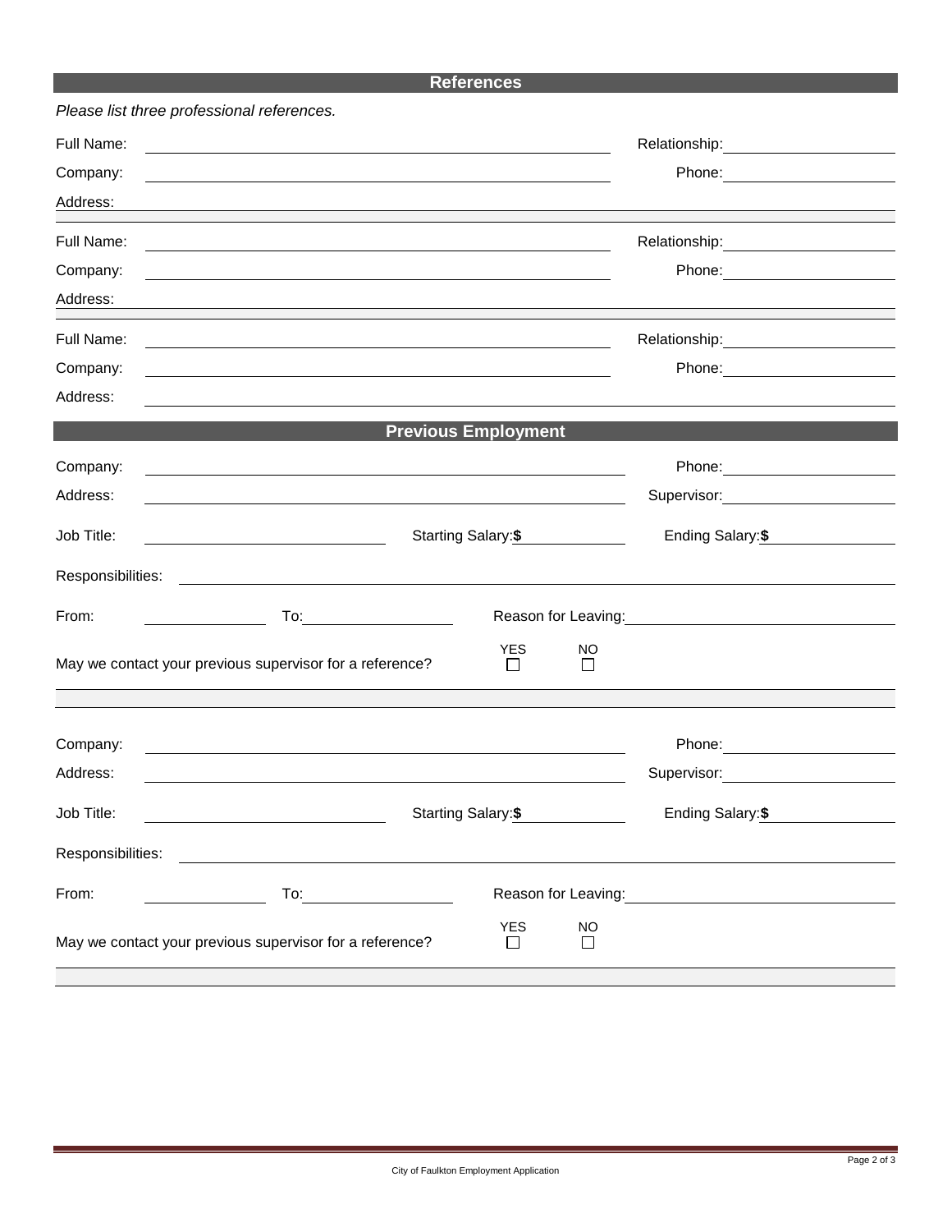## References

*Please list three professional references.*

Full Name: ____________________ Relationship: ____________________

Company: ____________________ Phone: ____________________

Address: ____________________

Full Name: ____________________ Relationship: ____________________

Company: ____________________ Phone: ____________________

Address: ____________________

Full Name: ____________________ Relationship: ____________________

Company: ____________________ Phone: ____________________

Address: ____________________

## Previous Employment

Company: ____________________ Phone: ____________________

Address: ____________________ Supervisor: ____________________

Job Title: ____________________ Starting Salary: **$** ____________ Ending Salary: **$** ____________

Responsibilities: ____________________

From: ____________ To: ____________ Reason for Leaving: ____________________

May we contact your previous supervisor for a reference? YES ☐ NO ☐

Company: ____________________ Phone: ____________________

Address: ____________________ Supervisor: ____________________

Job Title: ____________________ Starting Salary: **$** ____________ Ending Salary: **$** ____________

Responsibilities: ____________________

From: ____________ To: ____________ Reason for Leaving: ____________________

May we contact your previous supervisor for a reference? YES ☐ NO ☐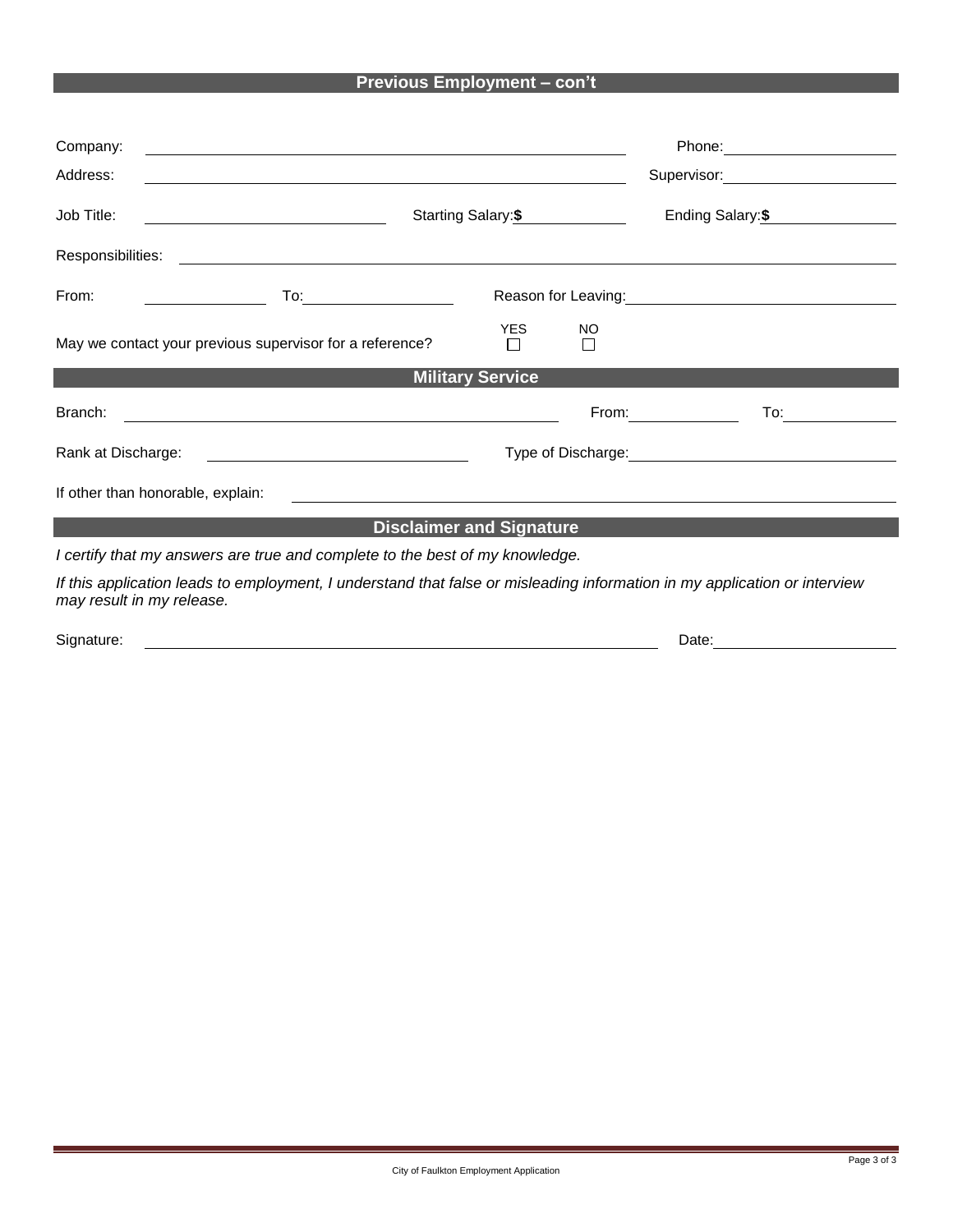## Previous Employment – con't

Company: ______________________________ Phone: ______________

Address: ______________________________ Supervisor: ______________

Job Title: ______________ Starting Salary: **$** __________ Ending Salary: **$** __________

Responsibilities: ______________________________

From: __________ To: __________ Reason for Leaving: ______________

May we contact your previous supervisor for a reference? YES ☐ NO ☐

## Military Service

Branch: ______________________________ From: __________ To: __________

Rank at Discharge: ______________ Type of Discharge: ______________

If other than honorable, explain: ______________________________

## Disclaimer and Signature

*I certify that my answers are true and complete to the best of my knowledge.*

*If this application leads to employment, I understand that false or misleading information in my application or interview may result in my release.*

Signature: ______________________________ Date: ______________